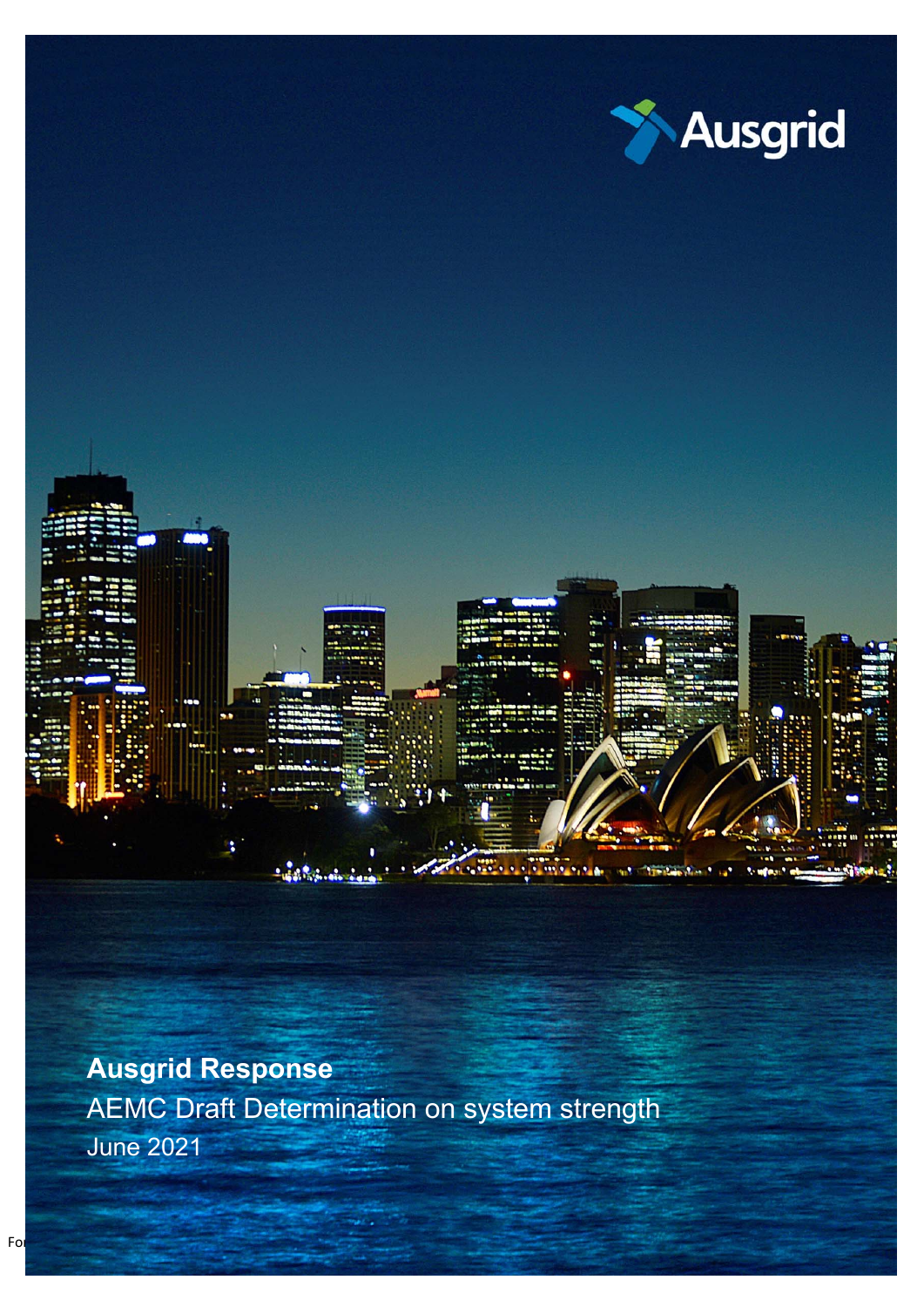Ausgrid

# Ausgrid Response

AEMC Draft Determination on system strength

June 2021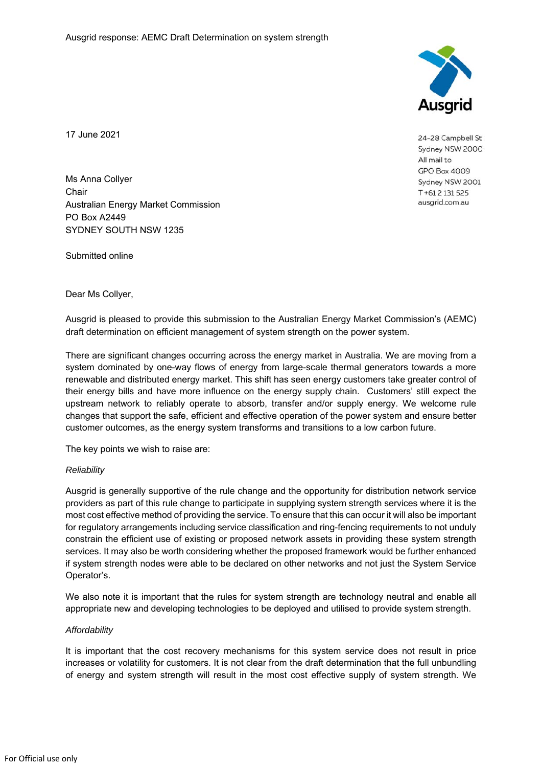Ausgrid response: AEMC Draft Determination on system strength

Ausgrid

24-28 Campbell St
Sydney NSW 2000
All mail to
GPO Box 4009
Sydney NSW 2001
T +61 2 131 525
ausgrid.com.au

17 June 2021

Ms Anna Collyer
Chair
Australian Energy Market Commission
PO Box A2449
SYDNEY SOUTH NSW 1235

Submitted online

Dear Ms Collyer,

Ausgrid is pleased to provide this submission to the Australian Energy Market Commission's (AEMC) draft determination on efficient management of system strength on the power system.

There are significant changes occurring across the energy market in Australia. We are moving from a system dominated by one-way flows of energy from large-scale thermal generators towards a more renewable and distributed energy market. This shift has seen energy customers take greater control of their energy bills and have more influence on the energy supply chain. Customers' still expect the upstream network to reliably operate to absorb, transfer and/or supply energy. We welcome rule changes that support the safe, efficient and effective operation of the power system and ensure better customer outcomes, as the energy system transforms and transitions to a low carbon future.

The key points we wish to raise are:

*Reliability*

Ausgrid is generally supportive of the rule change and the opportunity for distribution network service providers as part of this rule change to participate in supplying system strength services where it is the most cost effective method of providing the service. To ensure that this can occur it will also be important for regulatory arrangements including service classification and ring-fencing requirements to not unduly constrain the efficient use of existing or proposed network assets in providing these system strength services. It may also be worth considering whether the proposed framework would be further enhanced if system strength nodes were able to be declared on other networks and not just the System Service Operator's.

We also note it is important that the rules for system strength are technology neutral and enable all appropriate new and developing technologies to be deployed and utilised to provide system strength.

*Affordability*

It is important that the cost recovery mechanisms for this system service does not result in price increases or volatility for customers. It is not clear from the draft determination that the full unbundling of energy and system strength will result in the most cost effective supply of system strength. We

For Official use only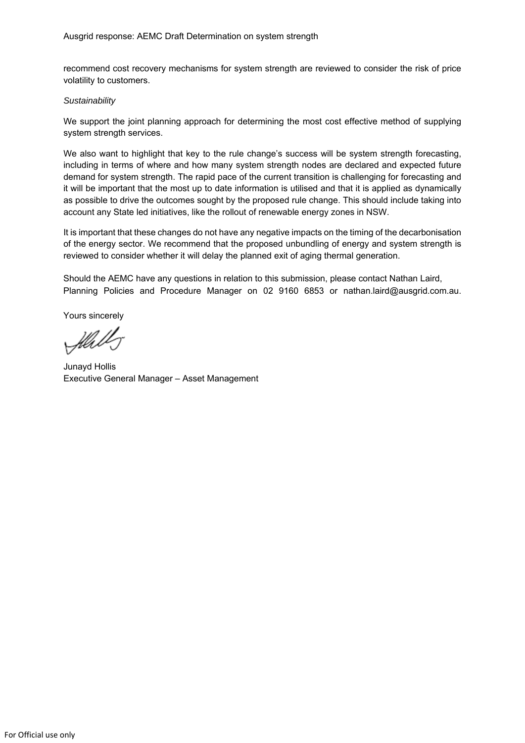recommend cost recovery mechanisms for system strength are reviewed to consider the risk of price volatility to customers.

*Sustainability*

We support the joint planning approach for determining the most cost effective method of supplying system strength services.

We also want to highlight that key to the rule change's success will be system strength forecasting, including in terms of where and how many system strength nodes are declared and expected future demand for system strength. The rapid pace of the current transition is challenging for forecasting and it will be important that the most up to date information is utilised and that it is applied as dynamically as possible to drive the outcomes sought by the proposed rule change. This should include taking into account any State led initiatives, like the rollout of renewable energy zones in NSW.

It is important that these changes do not have any negative impacts on the timing of the decarbonisation of the energy sector. We recommend that the proposed unbundling of energy and system strength is reviewed to consider whether it will delay the planned exit of aging thermal generation.

Should the AEMC have any questions in relation to this submission, please contact Nathan Laird, Planning Policies and Procedure Manager on 02 9160 6853 or nathan.laird@ausgrid.com.au.

Yours sincerely

Junayd Hollis
Executive General Manager – Asset Management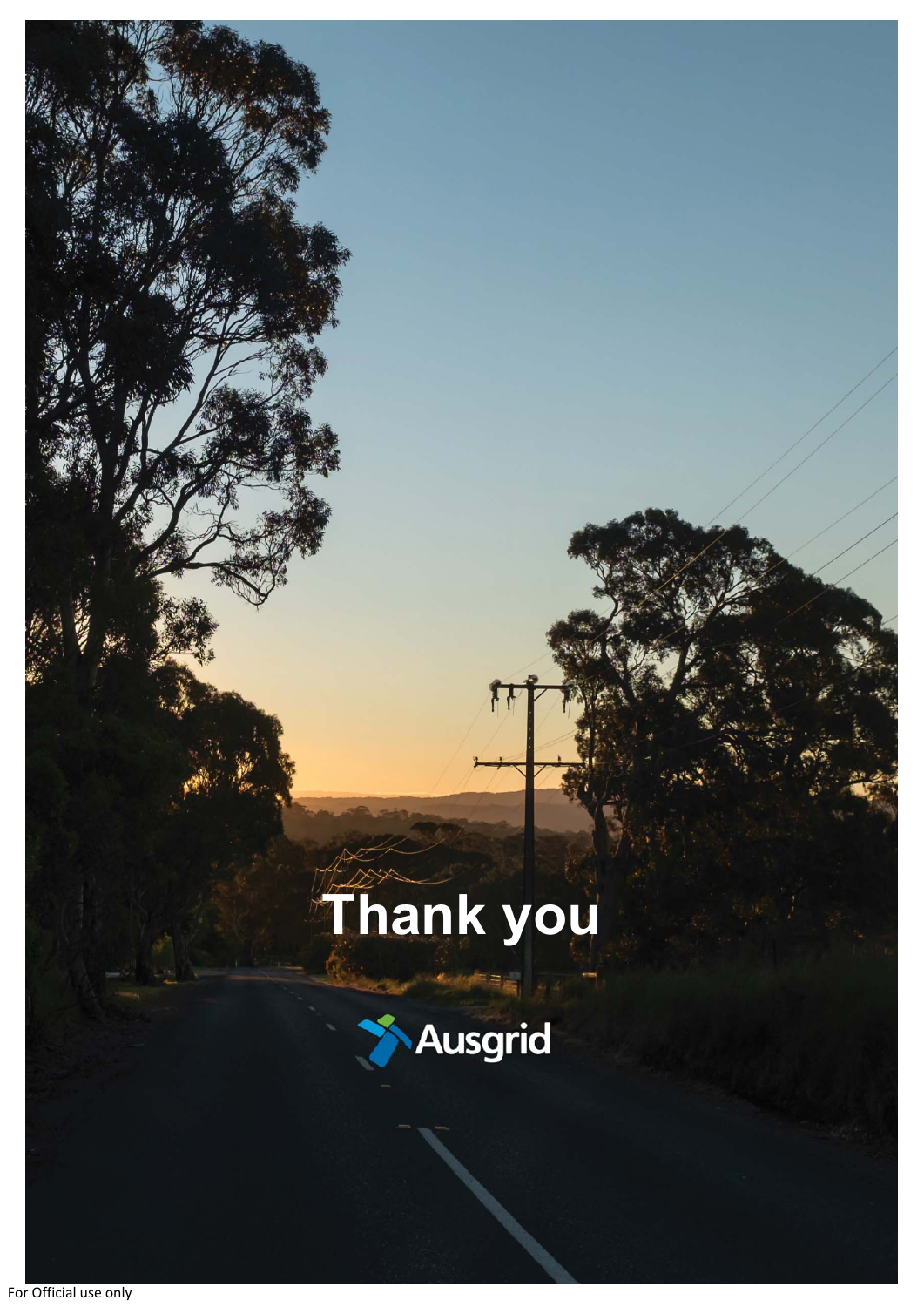# Thank you

Ausgrid

For Official use only